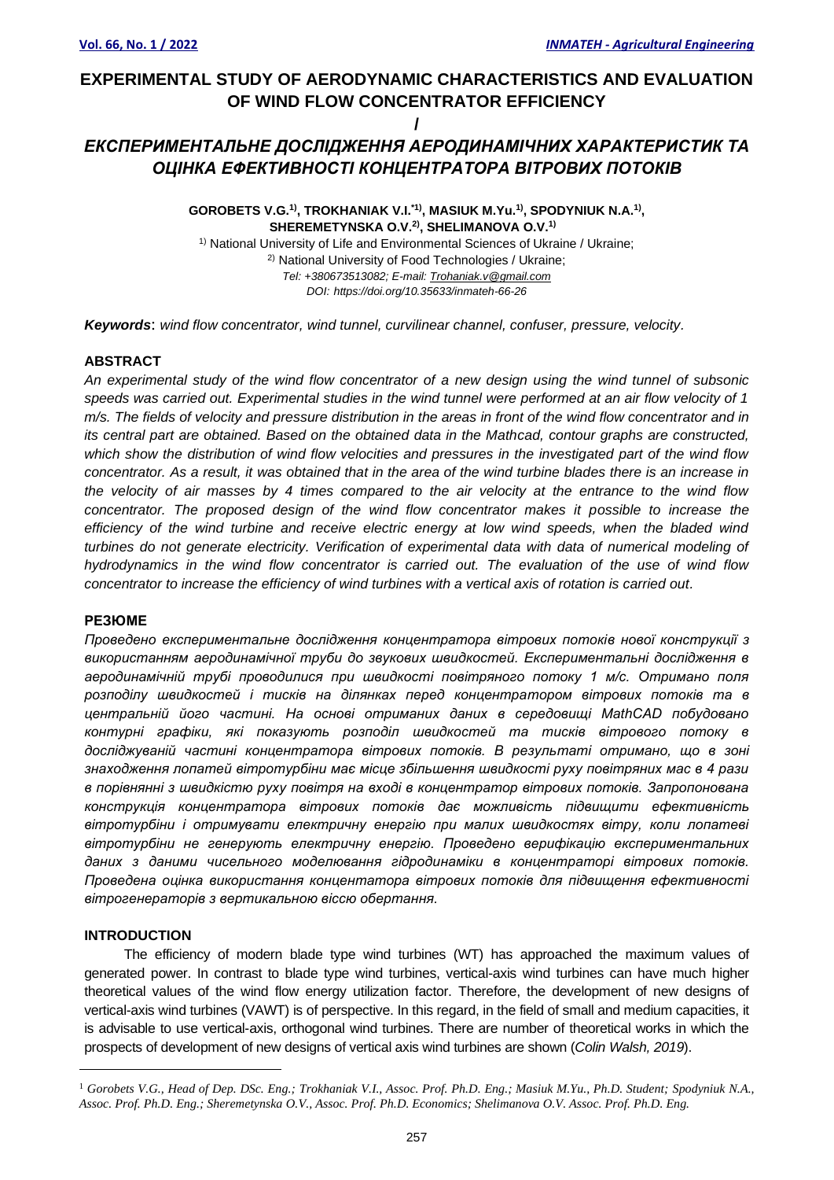# EXPERIMENTAL STUDY OF AERODYNAMIC CHARACTERISTICS AND EVALUATION OF WIND FLOW CONCENTRATOR EFFICIENCY

/

# *ЕКСПЕРИМЕНТАЛЬНЕ ДОСЛІДЖЕННЯ АЕРОДИНАМІЧНИХ ХАРАКТЕРИСТИК ТА ОЦІНКА ЕФЕКТИВНОСТІ КОНЦЕНТРАТОРА ВІТРОВИХ ПОТОКІВ*

**GOROBETS V.G.[1)], TROKHANIAK V.I.[*1)], MASIUK M.Yu.[1)], SPODYNIUK N.A.[1)], SHEREMETYNSKA O.V.[2)], SHELIMANOVA O.V.[1)]**

[1)] National University of Life and Environmental Sciences of Ukraine / Ukraine;
[2)] National University of Food Technologies / Ukraine;
*Tel: +380673513082; E-mail: Trohaniak.v@gmail.com*
*DOI: https://doi.org/10.35633/inmateh-66-26*

***Keywords***: *wind flow concentrator, wind tunnel, curvilinear channel, confuser, pressure, velocity*.

## ABSTRACT

*An experimental study of the wind flow concentrator of a new design using the wind tunnel of subsonic speeds was carried out. Experimental studies in the wind tunnel were performed at an air flow velocity of 1 m/s. The fields of velocity and pressure distribution in the areas in front of the wind flow concentrator and in its central part are obtained. Based on the obtained data in the Mathcad, contour graphs are constructed, which show the distribution of wind flow velocities and pressures in the investigated part of the wind flow concentrator. As a result, it was obtained that in the area of the wind turbine blades there is an increase in the velocity of air masses by 4 times compared to the air velocity at the entrance to the wind flow concentrator. The proposed design of the wind flow concentrator makes it possible to increase the efficiency of the wind turbine and receive electric energy at low wind speeds, when the bladed wind turbines do not generate electricity. Verification of experimental data with data of numerical modeling of hydrodynamics in the wind flow concentrator is carried out. The evaluation of the use of wind flow concentrator to increase the efficiency of wind turbines with a vertical axis of rotation is carried out*.

## РЕЗЮМЕ

*Проведено експериментальне дослідження концентратора вітрових потоків нової конструкції з використанням аеродинамічної труби до звукових швидкостей. Експериментальні дослідження в аеродинамічній трубі проводилися при швидкості повітряного потоку 1 м/с. Отримано поля розподілу швидкостей і тисків на ділянках перед концентратором вітрових потоків та в центральній його частині. На основі отриманих даних в середовищі MathCAD побудовано контурні графіки, які показують розподіл швидкостей та тисків вітрового потоку в досліджуваній частині концентратора вітрових потоків. В результаті отримано, що в зоні знаходження лопатей вітротурбіни має місце збільшення швидкості руху повітряних мас в 4 рази в порівнянні з швидкістю руху повітря на вході в концентратор вітрових потоків. Запропонована конструкція концентратора вітрових потоків дає можливість підвищити ефективність вітротурбіни і отримувати електричну енергію при малих швидкостях вітру, коли лопатеві вітротурбіни не генерують електричну енергію. Проведено верифікацію експериментальних даних з даними чисельного моделювання гідродинаміки в концентраторі вітрових потоків. Проведена оцінка використання концентатора вітрових потоків для підвищення ефективності вітрогенераторів з вертикальною віссю обертання.*

## INTRODUCTION

The efficiency of modern blade type wind turbines (WT) has approached the maximum values of generated power. In contrast to blade type wind turbines, vertical-axis wind turbines can have much higher theoretical values of the wind flow energy utilization factor. Therefore, the development of new designs of vertical-axis wind turbines (VAWT) is of perspective. In this regard, in the field of small and medium capacities, it is advisable to use vertical-axis, orthogonal wind turbines. There are number of theoretical works in which the prospects of development of new designs of vertical axis wind turbines are shown (*Colin Walsh, 2019*).

---

[1] *Gorobets V.G., Head of Dep. DSc. Eng.; Trokhaniak V.I., Assoc. Prof. Ph.D. Eng.; Masiuk M.Yu., Ph.D. Student; Spodyniuk N.A., Assoc. Prof. Ph.D. Eng.; Sheremetynska O.V., Assoc. Prof. Ph.D. Economics; Shelimanova O.V. Assoc. Prof. Ph.D. Eng.*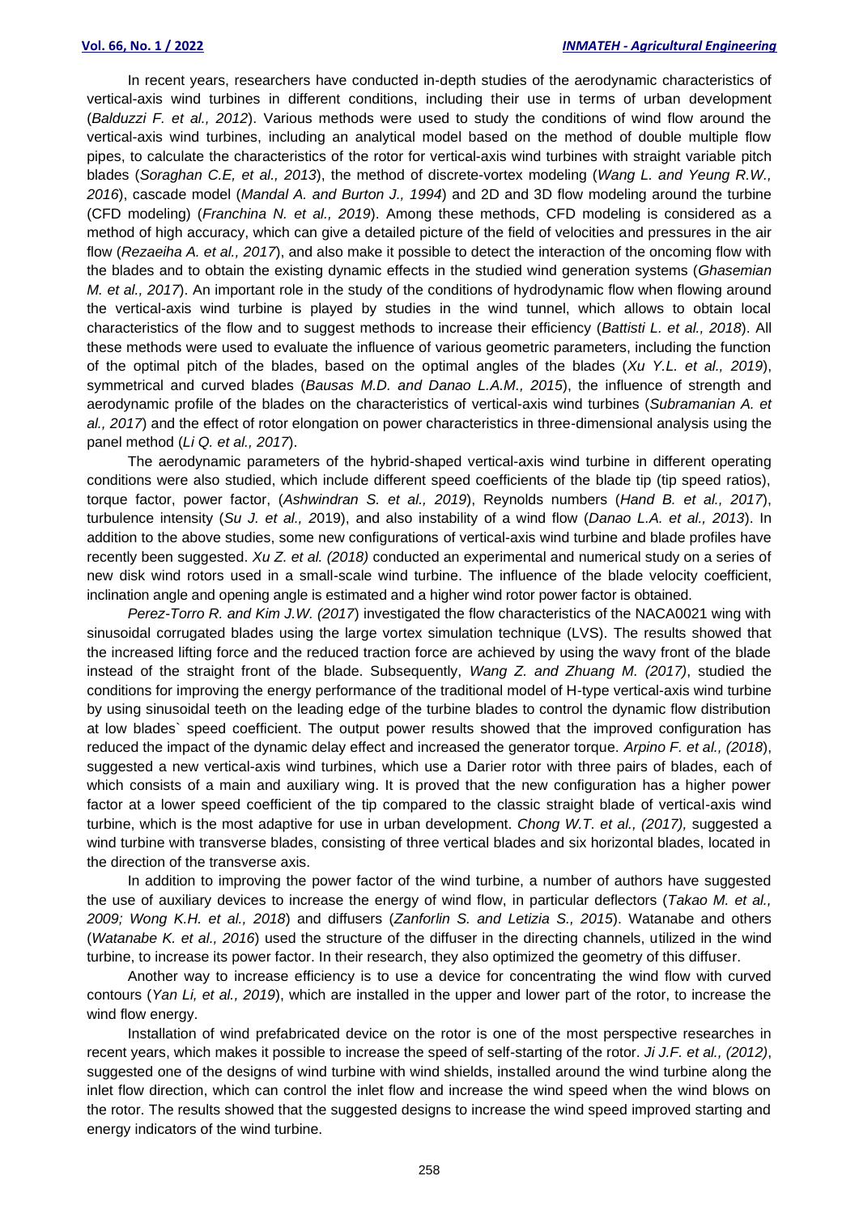In recent years, researchers have conducted in-depth studies of the aerodynamic characteristics of vertical-axis wind turbines in different conditions, including their use in terms of urban development (*Balduzzi F. et al., 2012*). Various methods were used to study the conditions of wind flow around the vertical-axis wind turbines, including an analytical model based on the method of double multiple flow pipes, to calculate the characteristics of the rotor for vertical-axis wind turbines with straight variable pitch blades (*Soraghan C.E, et al., 2013*), the method of discrete-vortex modeling (*Wang L. and Yeung R.W., 2016*), cascade model (*Mandal A. and Burton J., 1994*) and 2D and 3D flow modeling around the turbine (CFD modeling) (*Franchina N. et al., 2019*). Among these methods, CFD modeling is considered as a method of high accuracy, which can give a detailed picture of the field of velocities and pressures in the air flow (*Rezaeiha A. et al., 2017*), and also make it possible to detect the interaction of the oncoming flow with the blades and to obtain the existing dynamic effects in the studied wind generation systems (*Ghasemian M. et al., 2017*). An important role in the study of the conditions of hydrodynamic flow when flowing around the vertical-axis wind turbine is played by studies in the wind tunnel, which allows to obtain local characteristics of the flow and to suggest methods to increase their efficiency (*Battisti L. et al., 2018*). All these methods were used to evaluate the influence of various geometric parameters, including the function of the optimal pitch of the blades, based on the optimal angles of the blades (*Xu Y.L. et al., 2019*), symmetrical and curved blades (*Bausas M.D. and Danao L.A.M., 2015*), the influence of strength and aerodynamic profile of the blades on the characteristics of vertical-axis wind turbines (*Subramanian A. et al., 2017*) and the effect of rotor elongation on power characteristics in three-dimensional analysis using the panel method (*Li Q. et al., 2017*).

The aerodynamic parameters of the hybrid-shaped vertical-axis wind turbine in different operating conditions were also studied, which include different speed coefficients of the blade tip (tip speed ratios), torque factor, power factor, (*Ashwindran S. et al., 2019*), Reynolds numbers (*Hand B. et al., 2017*), turbulence intensity (*Su J. et al., 2*019), and also instability of a wind flow (*Danao L.A. et al., 2013*). In addition to the above studies, some new configurations of vertical-axis wind turbine and blade profiles have recently been suggested. *Xu Z. et al. (2018)* conducted an experimental and numerical study on a series of new disk wind rotors used in a small-scale wind turbine. The influence of the blade velocity coefficient, inclination angle and opening angle is estimated and a higher wind rotor power factor is obtained.

*Perez-Torro R. and Kim J.W. (2017*) investigated the flow characteristics of the NACA0021 wing with sinusoidal corrugated blades using the large vortex simulation technique (LVS). The results showed that the increased lifting force and the reduced traction force are achieved by using the wavy front of the blade instead of the straight front of the blade. Subsequently, *Wang Z. and Zhuang M. (2017)*, studied the conditions for improving the energy performance of the traditional model of H-type vertical-axis wind turbine by using sinusoidal teeth on the leading edge of the turbine blades to control the dynamic flow distribution at low blades` speed coefficient. The output power results showed that the improved configuration has reduced the impact of the dynamic delay effect and increased the generator torque. *Arpino F. et al., (2018*), suggested a new vertical-axis wind turbines, which use a Darier rotor with three pairs of blades, each of which consists of a main and auxiliary wing. It is proved that the new configuration has a higher power factor at a lower speed coefficient of the tip compared to the classic straight blade of vertical-axis wind turbine, which is the most adaptive for use in urban development. *Chong W.T. et al., (2017),* suggested a wind turbine with transverse blades, consisting of three vertical blades and six horizontal blades, located in the direction of the transverse axis.

In addition to improving the power factor of the wind turbine, a number of authors have suggested the use of auxiliary devices to increase the energy of wind flow, in particular deflectors (*Takao M. et al., 2009; Wong K.H. et al., 2018*) and diffusers (*Zanforlin S. and Letizia S., 2015*). Watanabe and others (*Watanabe K. et al., 2016*) used the structure of the diffuser in the directing channels, utilized in the wind turbine, to increase its power factor. In their research, they also optimized the geometry of this diffuser.

Another way to increase efficiency is to use a device for concentrating the wind flow with curved contours (*Yan Li, et al., 2019*), which are installed in the upper and lower part of the rotor, to increase the wind flow energy.

Installation of wind prefabricated device on the rotor is one of the most perspective researches in recent years, which makes it possible to increase the speed of self-starting of the rotor. *Ji J.F. et al., (2012)*, suggested one of the designs of wind turbine with wind shields, installed around the wind turbine along the inlet flow direction, which can control the inlet flow and increase the wind speed when the wind blows on the rotor. The results showed that the suggested designs to increase the wind speed improved starting and energy indicators of the wind turbine.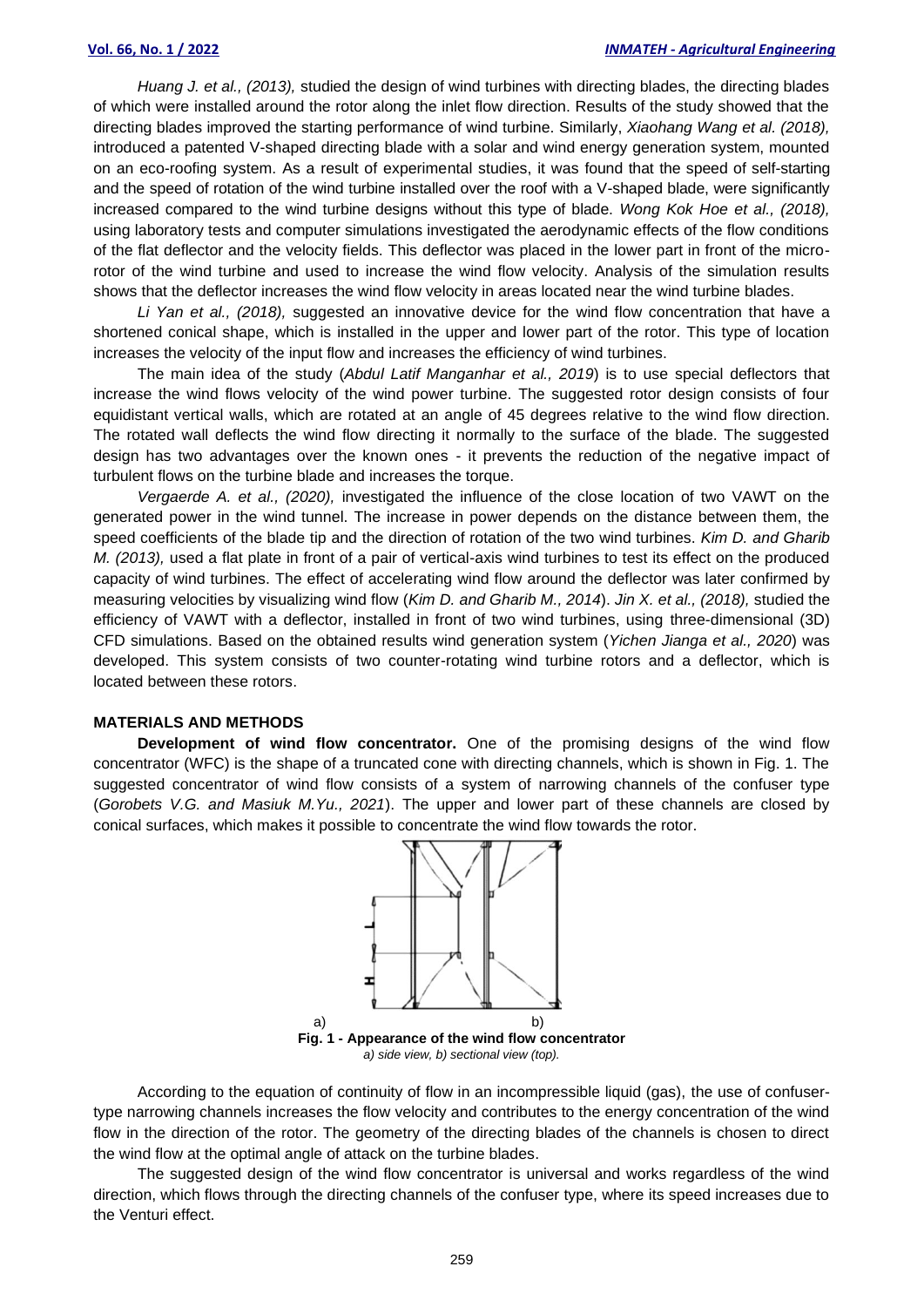*Huang J. et al., (2013),* studied the design of wind turbines with directing blades, the directing blades of which were installed around the rotor along the inlet flow direction. Results of the study showed that the directing blades improved the starting performance of wind turbine. Similarly, *Xiaohang Wang et al. (2018),* introduced a patented V-shaped directing blade with a solar and wind energy generation system, mounted on an eco-roofing system. As a result of experimental studies, it was found that the speed of self-starting and the speed of rotation of the wind turbine installed over the roof with a V-shaped blade, were significantly increased compared to the wind turbine designs without this type of blade. *Wong Kok Hoe et al., (2018),* using laboratory tests and computer simulations investigated the aerodynamic effects of the flow conditions of the flat deflector and the velocity fields. This deflector was placed in the lower part in front of the micro-rotor of the wind turbine and used to increase the wind flow velocity. Analysis of the simulation results shows that the deflector increases the wind flow velocity in areas located near the wind turbine blades.

*Li Yan et al., (2018),* suggested an innovative device for the wind flow concentration that have a shortened conical shape, which is installed in the upper and lower part of the rotor. This type of location increases the velocity of the input flow and increases the efficiency of wind turbines.

The main idea of the study (*Abdul Latif Manganhar et al., 2019*) is to use special deflectors that increase the wind flows velocity of the wind power turbine. The suggested rotor design consists of four equidistant vertical walls, which are rotated at an angle of 45 degrees relative to the wind flow direction. The rotated wall deflects the wind flow directing it normally to the surface of the blade. The suggested design has two advantages over the known ones - it prevents the reduction of the negative impact of turbulent flows on the turbine blade and increases the torque.

*Vergaerde A. et al., (2020),* investigated the influence of the close location of two VAWT on the generated power in the wind tunnel. The increase in power depends on the distance between them, the speed coefficients of the blade tip and the direction of rotation of the two wind turbines. *Kim D. and Gharib M. (2013),* used a flat plate in front of a pair of vertical-axis wind turbines to test its effect on the produced capacity of wind turbines. The effect of accelerating wind flow around the deflector was later confirmed by measuring velocities by visualizing wind flow (*Kim D. and Gharib M., 2014*). *Jin X. et al., (2018),* studied the efficiency of VAWT with a deflector, installed in front of two wind turbines, using three-dimensional (3D) CFD simulations. Based on the obtained results wind generation system (*Yichen Jianga et al., 2020*) was developed. This system consists of two counter-rotating wind turbine rotors and a deflector, which is located between these rotors.

## MATERIALS AND METHODS

**Development of wind flow concentrator.** One of the promising designs of the wind flow concentrator (WFC) is the shape of a truncated cone with directing channels, which is shown in Fig. 1. The suggested concentrator of wind flow consists of a system of narrowing channels of the confuser type (*Gorobets V.G. and Masiuk M.Yu., 2021*). The upper and lower part of these channels are closed by conical surfaces, which makes it possible to concentrate the wind flow towards the rotor.

a) b)

**Fig. 1 - Appearance of the wind flow concentrator**
*a) side view, b) sectional view (top).*

According to the equation of continuity of flow in an incompressible liquid (gas), the use of confuser-type narrowing channels increases the flow velocity and contributes to the energy concentration of the wind flow in the direction of the rotor. The geometry of the directing blades of the channels is chosen to direct the wind flow at the optimal angle of attack on the turbine blades.

The suggested design of the wind flow concentrator is universal and works regardless of the wind direction, which flows through the directing channels of the confuser type, where its speed increases due to the Venturi effect.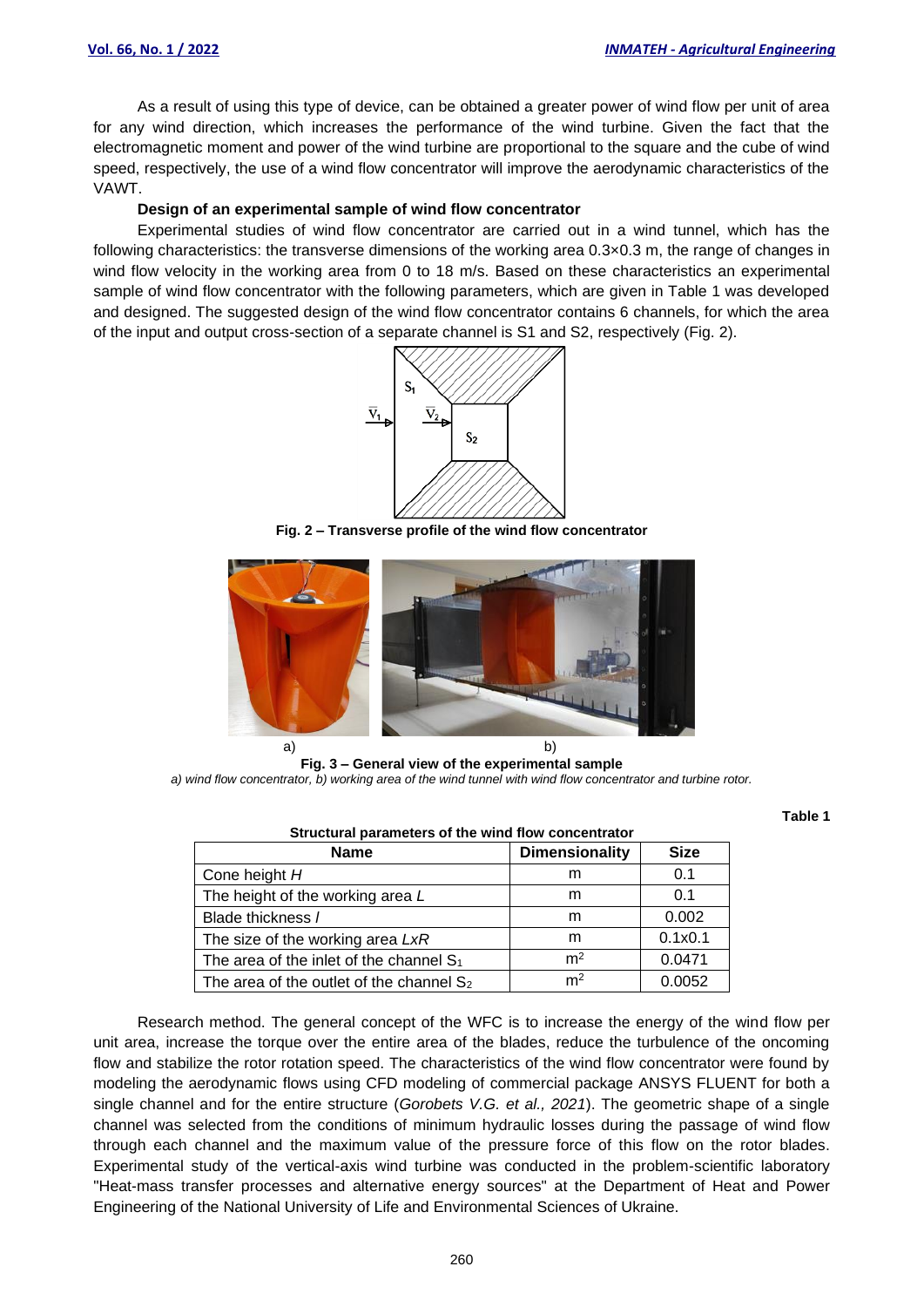As a result of using this type of device, can be obtained a greater power of wind flow per unit of area for any wind direction, which increases the performance of the wind turbine. Given the fact that the electromagnetic moment and power of the wind turbine are proportional to the square and the cube of wind speed, respectively, the use of a wind flow concentrator will improve the aerodynamic characteristics of the VAWT.

**Design of an experimental sample of wind flow concentrator**

Experimental studies of wind flow concentrator are carried out in a wind tunnel, which has the following characteristics: the transverse dimensions of the working area 0.3×0.3 m, the range of changes in wind flow velocity in the working area from 0 to 18 m/s. Based on these characteristics an experimental sample of wind flow concentrator with the following parameters, which are given in Table 1 was developed and designed. The suggested design of the wind flow concentrator contains 6 channels, for which the area of the input and output cross-section of a separate channel is S1 and S2, respectively (Fig. 2).

**Fig. 2 – Transverse profile of the wind flow concentrator**

a) b)

**Fig. 3 – General view of the experimental sample**

*a) wind flow concentrator, b) working area of the wind tunnel with wind flow concentrator and turbine rotor.*

**Table 1**

**Structural parameters of the wind flow concentrator**

| Name | Dimensionality | Size |
|---|---|---|
| Cone height *H* | m | 0.1 |
| The height of the working area *L* | m | 0.1 |
| Blade thickness *l* | m | 0.002 |
| The size of the working area *LxR* | m | 0.1x0.1 |
| The area of the inlet of the channel $S_1$ | $m^2$ | 0.0471 |
| The area of the outlet of the channel $S_2$ | $m^2$ | 0.0052 |

Research method. The general concept of the WFC is to increase the energy of the wind flow per unit area, increase the torque over the entire area of the blades, reduce the turbulence of the oncoming flow and stabilize the rotor rotation speed. The characteristics of the wind flow concentrator were found by modeling the aerodynamic flows using CFD modeling of commercial package ANSYS FLUENT for both a single channel and for the entire structure (*Gorobets V.G. et al., 2021*). The geometric shape of a single channel was selected from the conditions of minimum hydraulic losses during the passage of wind flow through each channel and the maximum value of the pressure force of this flow on the rotor blades. Experimental study of the vertical-axis wind turbine was conducted in the problem-scientific laboratory "Heat-mass transfer processes and alternative energy sources" at the Department of Heat and Power Engineering of the National University of Life and Environmental Sciences of Ukraine.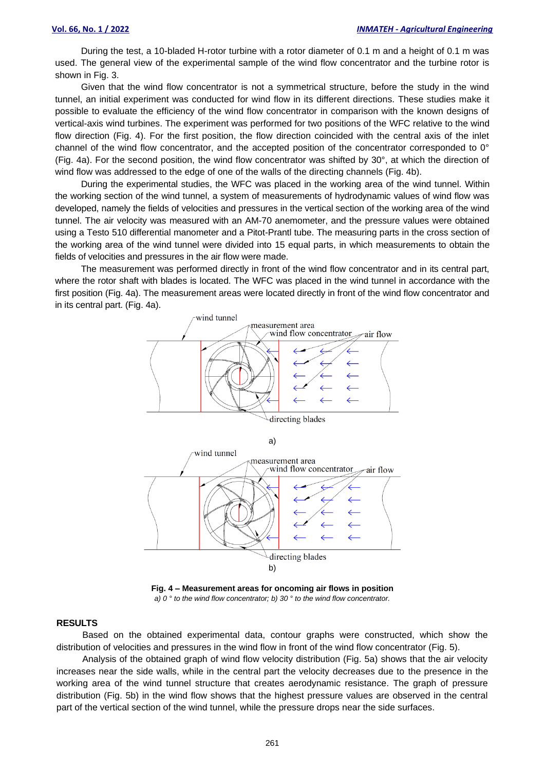During the test, a 10-bladed H-rotor turbine with a rotor diameter of 0.1 m and a height of 0.1 m was used. The general view of the experimental sample of the wind flow concentrator and the turbine rotor is shown in Fig. 3.

Given that the wind flow concentrator is not a symmetrical structure, before the study in the wind tunnel, an initial experiment was conducted for wind flow in its different directions. These studies make it possible to evaluate the efficiency of the wind flow concentrator in comparison with the known designs of vertical-axis wind turbines. The experiment was performed for two positions of the WFC relative to the wind flow direction (Fig. 4). For the first position, the flow direction coincided with the central axis of the inlet channel of the wind flow concentrator, and the accepted position of the concentrator corresponded to 0° (Fig. 4a). For the second position, the wind flow concentrator was shifted by 30°, at which the direction of wind flow was addressed to the edge of one of the walls of the directing channels (Fig. 4b).

During the experimental studies, the WFC was placed in the working area of the wind tunnel. Within the working section of the wind tunnel, a system of measurements of hydrodynamic values of wind flow was developed, namely the fields of velocities and pressures in the vertical section of the working area of the wind tunnel. The air velocity was measured with an AM-70 anemometer, and the pressure values were obtained using a Testo 510 differential manometer and a Pitot-Prantl tube. The measuring parts in the cross section of the working area of the wind tunnel were divided into 15 equal parts, in which measurements to obtain the fields of velocities and pressures in the air flow were made.

The measurement was performed directly in front of the wind flow concentrator and in its central part, where the rotor shaft with blades is located. The WFC was placed in the wind tunnel in accordance with the first position (Fig. 4a). The measurement areas were located directly in front of the wind flow concentrator and in its central part. (Fig. 4a).

**Fig. 4 – Measurement areas for oncoming air flows in position**
*a) 0 ° to the wind flow concentrator; b) 30 ° to the wind flow concentrator.*

## RESULTS

Based on the obtained experimental data, contour graphs were constructed, which show the distribution of velocities and pressures in the wind flow in front of the wind flow concentrator (Fig. 5).

Analysis of the obtained graph of wind flow velocity distribution (Fig. 5a) shows that the air velocity increases near the side walls, while in the central part the velocity decreases due to the presence in the working area of the wind tunnel structure that creates aerodynamic resistance. The graph of pressure distribution (Fig. 5b) in the wind flow shows that the highest pressure values are observed in the central part of the vertical section of the wind tunnel, while the pressure drops near the side surfaces.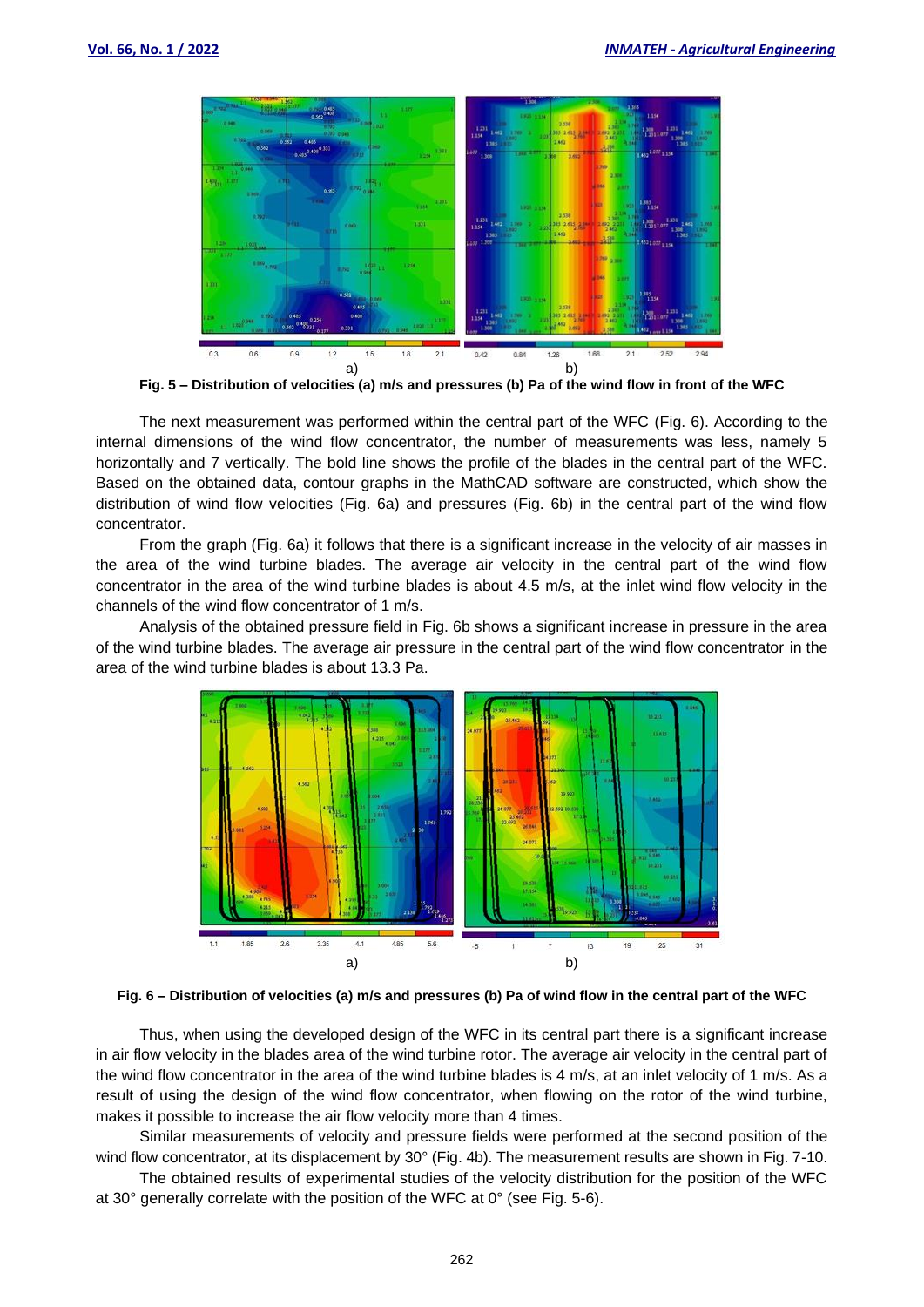Fig. 5 – Distribution of velocities (a) m/s and pressures (b) Pa of the wind flow in front of the WFC

The next measurement was performed within the central part of the WFC (Fig. 6). According to the internal dimensions of the wind flow concentrator, the number of measurements was less, namely 5 horizontally and 7 vertically. The bold line shows the profile of the blades in the central part of the WFC. Based on the obtained data, contour graphs in the MathCAD software are constructed, which show the distribution of wind flow velocities (Fig. 6a) and pressures (Fig. 6b) in the central part of the wind flow concentrator.

From the graph (Fig. 6a) it follows that there is a significant increase in the velocity of air masses in the area of the wind turbine blades. The average air velocity in the central part of the wind flow concentrator in the area of the wind turbine blades is about 4.5 m/s, at the inlet wind flow velocity in the channels of the wind flow concentrator of 1 m/s.

Analysis of the obtained pressure field in Fig. 6b shows a significant increase in pressure in the area of the wind turbine blades. The average air pressure in the central part of the wind flow concentrator in the area of the wind turbine blades is about 13.3 Pa.

Fig. 6 – Distribution of velocities (a) m/s and pressures (b) Pa of wind flow in the central part of the WFC

Thus, when using the developed design of the WFC in its central part there is a significant increase in air flow velocity in the blades area of the wind turbine rotor. The average air velocity in the central part of the wind flow concentrator in the area of the wind turbine blades is 4 m/s, at an inlet velocity of 1 m/s. As a result of using the design of the wind flow concentrator, when flowing on the rotor of the wind turbine, makes it possible to increase the air flow velocity more than 4 times.

Similar measurements of velocity and pressure fields were performed at the second position of the wind flow concentrator, at its displacement by 30° (Fig. 4b). The measurement results are shown in Fig. 7-10.

The obtained results of experimental studies of the velocity distribution for the position of the WFC at 30° generally correlate with the position of the WFC at 0° (see Fig. 5-6).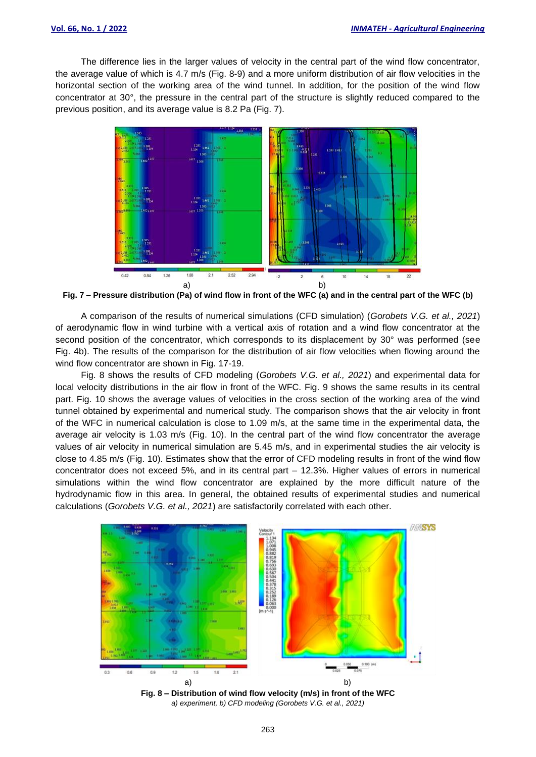The difference lies in the larger values of velocity in the central part of the wind flow concentrator, the average value of which is 4.7 m/s (Fig. 8-9) and a more uniform distribution of air flow velocities in the horizontal section of the working area of the wind tunnel. In addition, for the position of the wind flow concentrator at 30°, the pressure in the central part of the structure is slightly reduced compared to the previous position, and its average value is 8.2 Pa (Fig. 7).

**Fig. 7 – Pressure distribution (Pa) of wind flow in front of the WFC (a) and in the central part of the WFC (b)**

A comparison of the results of numerical simulations (CFD simulation) (*Gorobets V.G. et al., 2021*) of aerodynamic flow in wind turbine with a vertical axis of rotation and a wind flow concentrator at the second position of the concentrator, which corresponds to its displacement by 30° was performed (see Fig. 4b). The results of the comparison for the distribution of air flow velocities when flowing around the wind flow concentrator are shown in Fig. 17-19.

Fig. 8 shows the results of CFD modeling (*Gorobets V.G. et al., 2021*) and experimental data for local velocity distributions in the air flow in front of the WFC. Fig. 9 shows the same results in its central part. Fig. 10 shows the average values of velocities in the cross section of the working area of the wind tunnel obtained by experimental and numerical study. The comparison shows that the air velocity in front of the WFC in numerical calculation is close to 1.09 m/s, at the same time in the experimental data, the average air velocity is 1.03 m/s (Fig. 10). In the central part of the wind flow concentrator the average values of air velocity in numerical simulation are 5.45 m/s, and in experimental studies the air velocity is close to 4.85 m/s (Fig. 10). Estimates show that the error of CFD modeling results in front of the wind flow concentrator does not exceed 5%, and in its central part – 12.3%. Higher values of errors in numerical simulations within the wind flow concentrator are explained by the more difficult nature of the hydrodynamic flow in this area. In general, the obtained results of experimental studies and numerical calculations (*Gorobets V.G. et al., 2021*) are satisfactorily correlated with each other.

**Fig. 8 – Distribution of wind flow velocity (m/s) in front of the WFC**
*a) experiment, b) CFD modeling (Gorobets V.G. et al., 2021)*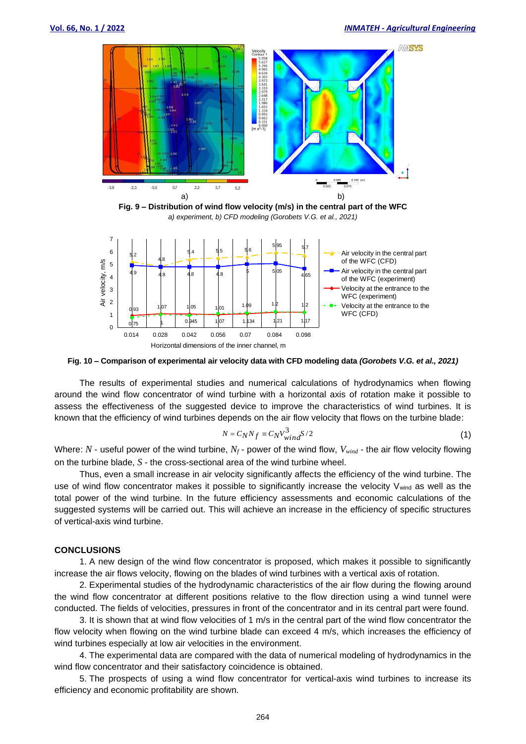a) b)

**Fig. 9 – Distribution of wind flow velocity (m/s) in the central part of the WFC**

*a) experiment, b) CFD modeling (Gorobets V.G. et al., 2021)*

**Fig. 10 – Comparison of experimental air velocity data with CFD modeling data *(Gorobets V.G. et al., 2021)***

The results of experimental studies and numerical calculations of hydrodynamics when flowing around the wind flow concentrator of wind turbine with a horizontal axis of rotation make it possible to assess the effectiveness of the suggested device to improve the characteristics of wind turbines. It is known that the efficiency of wind turbines depends on the air flow velocity that flows on the turbine blade:

$$N = C_N N_f \equiv C_N V_{wind}^3 S/2 \tag{1}$$

Where: $N$ - useful power of the wind turbine, $N_f$ - power of the wind flow, $V_{wind}$ - the air flow velocity flowing on the turbine blade, $S$ - the cross-sectional area of the wind turbine wheel.

Thus, even a small increase in air velocity significantly affects the efficiency of the wind turbine. The use of wind flow concentrator makes it possible to significantly increase the velocity $V_{wind}$ as well as the total power of the wind turbine. In the future efficiency assessments and economic calculations of the suggested systems will be carried out. This will achieve an increase in the efficiency of specific structures of vertical-axis wind turbine.

## CONCLUSIONS

1. A new design of the wind flow concentrator is proposed, which makes it possible to significantly increase the air flows velocity, flowing on the blades of wind turbines with a vertical axis of rotation.

2. Experimental studies of the hydrodynamic characteristics of the air flow during the flowing around the wind flow concentrator at different positions relative to the flow direction using a wind tunnel were conducted. The fields of velocities, pressures in front of the concentrator and in its central part were found.

3. It is shown that at wind flow velocities of 1 m/s in the central part of the wind flow concentrator the flow velocity when flowing on the wind turbine blade can exceed 4 m/s, which increases the efficiency of wind turbines especially at low air velocities in the environment.

4. The experimental data are compared with the data of numerical modeling of hydrodynamics in the wind flow concentrator and their satisfactory coincidence is obtained.

5. The prospects of using a wind flow concentrator for vertical-axis wind turbines to increase its efficiency and economic profitability are shown.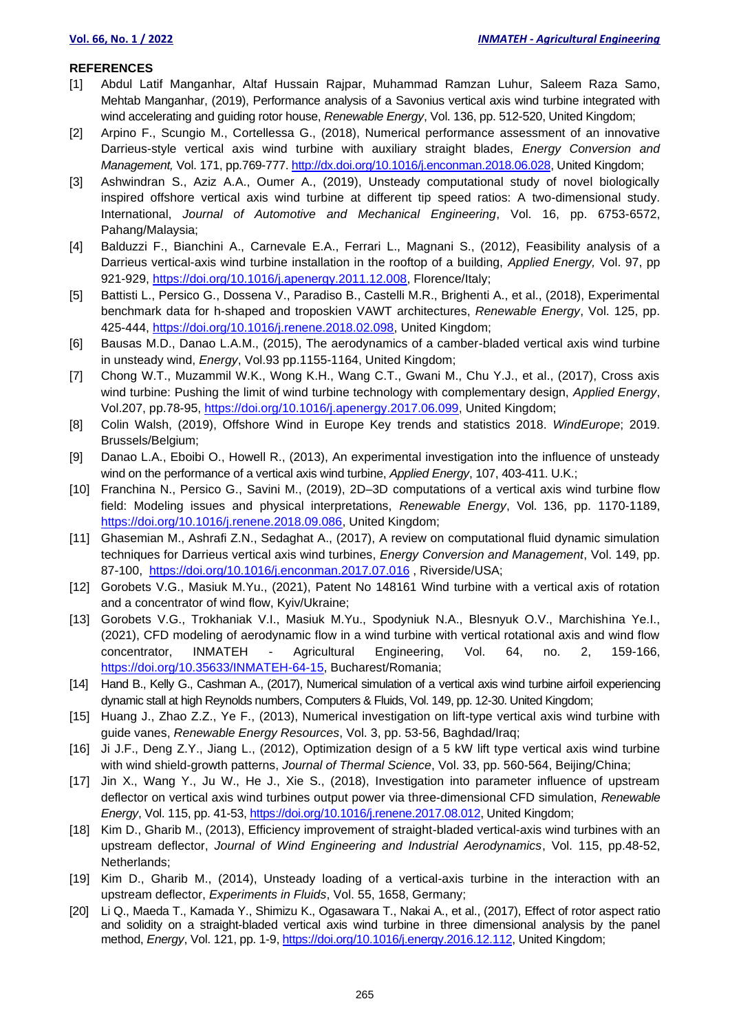**REFERENCES**

[1] Abdul Latif Manganhar, Altaf Hussain Rajpar, Muhammad Ramzan Luhur, Saleem Raza Samo, Mehtab Manganhar, (2019), Performance analysis of a Savonius vertical axis wind turbine integrated with wind accelerating and guiding rotor house, *Renewable Energy*, Vol. 136, pp. 512-520, United Kingdom;

[2] Arpino F., Scungio M., Cortellessa G., (2018), Numerical performance assessment of an innovative Darrieus-style vertical axis wind turbine with auxiliary straight blades, *Energy Conversion and Management,* Vol. 171, pp.769-777. http://dx.doi.org/10.1016/j.enconman.2018.06.028, United Kingdom;

[3] Ashwindran S., Aziz A.A., Oumer A., (2019), Unsteady computational study of novel biologically inspired offshore vertical axis wind turbine at different tip speed ratios: A two-dimensional study. International, *Journal of Automotive and Mechanical Engineering*, Vol. 16, pp. 6753-6572, Pahang/Malaysia;

[4] Balduzzi F., Bianchini A., Carnevale E.A., Ferrari L., Magnani S., (2012), Feasibility analysis of a Darrieus vertical-axis wind turbine installation in the rooftop of a building, *Applied Energy,* Vol. 97, pp 921-929, https://doi.org/10.1016/j.apenergy.2011.12.008, Florence/Italy;

[5] Battisti L., Persico G., Dossena V., Paradiso B., Castelli M.R., Brighenti A., et al., (2018), Experimental benchmark data for h-shaped and troposkien VAWT architectures, *Renewable Energy*, Vol. 125, pp. 425-444, https://doi.org/10.1016/j.renene.2018.02.098, United Kingdom;

[6] Bausas M.D., Danao L.A.M., (2015), The aerodynamics of a camber-bladed vertical axis wind turbine in unsteady wind, *Energy*, Vol.93 pp.1155-1164, United Kingdom;

[7] Chong W.T., Muzammil W.K., Wong K.H., Wang C.T., Gwani M., Chu Y.J., et al., (2017), Cross axis wind turbine: Pushing the limit of wind turbine technology with complementary design, *Applied Energy*, Vol.207, pp.78-95, https://doi.org/10.1016/j.apenergy.2017.06.099, United Kingdom;

[8] Colin Walsh, (2019), Offshore Wind in Europe Key trends and statistics 2018. *WindEurope*; 2019. Brussels/Belgium;

[9] Danao L.A., Eboibi O., Howell R., (2013), An experimental investigation into the influence of unsteady wind on the performance of a vertical axis wind turbine, *Applied Energy*, 107, 403-411. U.K.;

[10] Franchina N., Persico G., Savini M., (2019), 2D–3D computations of a vertical axis wind turbine flow field: Modeling issues and physical interpretations, *Renewable Energy*, Vol. 136, pp. 1170-1189, https://doi.org/10.1016/j.renene.2018.09.086, United Kingdom;

[11] Ghasemian M., Ashrafi Z.N., Sedaghat A., (2017), A review on computational fluid dynamic simulation techniques for Darrieus vertical axis wind turbines, *Energy Conversion and Management*, Vol. 149, pp. 87-100, https://doi.org/10.1016/j.enconman.2017.07.016 , Riverside/USA;

[12] Gorobets V.G., Masiuk M.Yu., (2021), Patent No 148161 Wind turbine with a vertical axis of rotation and a concentrator of wind flow, Kyiv/Ukraine;

[13] Gorobets V.G., Trokhaniak V.I., Masiuk M.Yu., Spodyniuk N.A., Blesnyuk O.V., Marchishina Ye.I., (2021), CFD modeling of aerodynamic flow in a wind turbine with vertical rotational axis and wind flow concentrator, INMATEH - Agricultural Engineering, Vol. 64, no. 2, 159-166, https://doi.org/10.35633/INMATEH-64-15, Bucharest/Romania;

[14] Hand B., Kelly G., Cashman A., (2017), Numerical simulation of a vertical axis wind turbine airfoil experiencing dynamic stall at high Reynolds numbers, Computers & Fluids, Vol. 149, pp. 12-30. United Kingdom;

[15] Huang J., Zhao Z.Z., Ye F., (2013), Numerical investigation on lift-type vertical axis wind turbine with guide vanes, *Renewable Energy Resources*, Vol. 3, pp. 53-56, Baghdad/Iraq;

[16] Ji J.F., Deng Z.Y., Jiang L., (2012), Optimization design of a 5 kW lift type vertical axis wind turbine with wind shield-growth patterns, *Journal of Thermal Science*, Vol. 33, pp. 560-564, Beijing/China;

[17] Jin X., Wang Y., Ju W., He J., Xie S., (2018), Investigation into parameter influence of upstream deflector on vertical axis wind turbines output power via three-dimensional CFD simulation, *Renewable Energy*, Vol. 115, pp. 41-53, https://doi.org/10.1016/j.renene.2017.08.012, United Kingdom;

[18] Kim D., Gharib M., (2013), Efficiency improvement of straight-bladed vertical-axis wind turbines with an upstream deflector, *Journal of Wind Engineering and Industrial Aerodynamics*, Vol. 115, pp.48-52, Netherlands;

[19] Kim D., Gharib M., (2014), Unsteady loading of a vertical-axis turbine in the interaction with an upstream deflector, *Experiments in Fluids*, Vol. 55, 1658, Germany;

[20] Li Q., Maeda T., Kamada Y., Shimizu K., Ogasawara T., Nakai A., et al., (2017), Effect of rotor aspect ratio and solidity on a straight-bladed vertical axis wind turbine in three dimensional analysis by the panel method, *Energy*, Vol. 121, pp. 1-9, https://doi.org/10.1016/j.energy.2016.12.112, United Kingdom;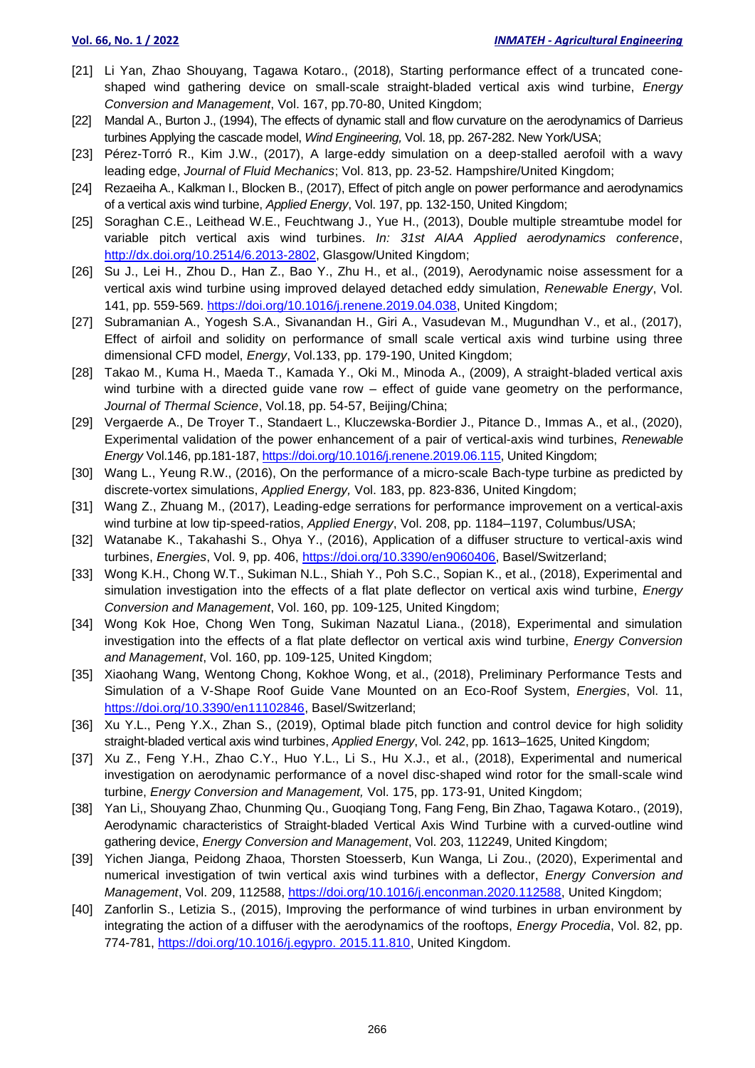[21] Li Yan, Zhao Shouyang, Tagawa Kotaro., (2018), Starting performance effect of a truncated cone-shaped wind gathering device on small-scale straight-bladed vertical axis wind turbine, *Energy Conversion and Management*, Vol. 167, pp.70-80, United Kingdom;

[22] Mandal A., Burton J., (1994), The effects of dynamic stall and flow curvature on the aerodynamics of Darrieus turbines Applying the cascade model, *Wind Engineering,* Vol. 18, pp. 267-282. New York/USA;

[23] Pérez-Torró R., Kim J.W., (2017), A large-eddy simulation on a deep-stalled aerofoil with a wavy leading edge, *Journal of Fluid Mechanics*; Vol. 813, pp. 23-52. Hampshire/United Kingdom;

[24] Rezaeiha A., Kalkman I., Blocken B., (2017), Effect of pitch angle on power performance and aerodynamics of a vertical axis wind turbine, *Applied Energy*, Vol. 197, pp. 132-150, United Kingdom;

[25] Soraghan C.E., Leithead W.E., Feuchtwang J., Yue H., (2013), Double multiple streamtube model for variable pitch vertical axis wind turbines. *In: 31st AIAA Applied aerodynamics conference*, http://dx.doi.org/10.2514/6.2013-2802, Glasgow/United Kingdom;

[26] Su J., Lei H., Zhou D., Han Z., Bao Y., Zhu H., et al., (2019), Aerodynamic noise assessment for a vertical axis wind turbine using improved delayed detached eddy simulation, *Renewable Energy*, Vol. 141, pp. 559-569. https://doi.org/10.1016/j.renene.2019.04.038, United Kingdom;

[27] Subramanian A., Yogesh S.A., Sivanandan H., Giri A., Vasudevan M., Mugundhan V., et al., (2017), Effect of airfoil and solidity on performance of small scale vertical axis wind turbine using three dimensional CFD model, *Energy*, Vol.133, pp. 179-190, United Kingdom;

[28] Takao M., Kuma H., Maeda T., Kamada Y., Oki M., Minoda A., (2009), A straight-bladed vertical axis wind turbine with a directed guide vane row – effect of guide vane geometry on the performance, *Journal of Thermal Science*, Vol.18, pp. 54-57, Beijing/China;

[29] Vergaerde A., De Troyer T., Standaert L., Kluczewska-Bordier J., Pitance D., Immas A., et al., (2020), Experimental validation of the power enhancement of a pair of vertical-axis wind turbines, *Renewable Energy* Vol.146, pp.181-187, https://doi.org/10.1016/j.renene.2019.06.115, United Kingdom;

[30] Wang L., Yeung R.W., (2016), On the performance of a micro-scale Bach-type turbine as predicted by discrete-vortex simulations, *Applied Energy,* Vol. 183, pp. 823-836, United Kingdom;

[31] Wang Z., Zhuang M., (2017), Leading-edge serrations for performance improvement on a vertical-axis wind turbine at low tip-speed-ratios, *Applied Energy*, Vol. 208, pp. 1184–1197, Columbus/USA;

[32] Watanabe K., Takahashi S., Ohya Y., (2016), Application of a diffuser structure to vertical-axis wind turbines, *Energies*, Vol. 9, pp. 406, https://doi.org/10.3390/en9060406, Basel/Switzerland;

[33] Wong K.H., Chong W.T., Sukiman N.L., Shiah Y., Poh S.C., Sopian K., et al., (2018), Experimental and simulation investigation into the effects of a flat plate deflector on vertical axis wind turbine, *Energy Conversion and Management*, Vol. 160, pp. 109-125, United Kingdom;

[34] Wong Kok Hoe, Chong Wen Tong, Sukiman Nazatul Liana., (2018), Experimental and simulation investigation into the effects of a flat plate deflector on vertical axis wind turbine, *Energy Conversion and Management*, Vol. 160, pp. 109-125, United Kingdom;

[35] Xiaohang Wang, Wentong Chong, Kokhoe Wong, et al., (2018), Preliminary Performance Tests and Simulation of a V-Shape Roof Guide Vane Mounted on an Eco-Roof System, *Energies*, Vol. 11, https://doi.org/10.3390/en11102846, Basel/Switzerland;

[36] Xu Y.L., Peng Y.X., Zhan S., (2019), Optimal blade pitch function and control device for high solidity straight-bladed vertical axis wind turbines, *Applied Energy*, Vol. 242, pp. 1613–1625, United Kingdom;

[37] Xu Z., Feng Y.H., Zhao C.Y., Huo Y.L., Li S., Hu X.J., et al., (2018), Experimental and numerical investigation on aerodynamic performance of a novel disc-shaped wind rotor for the small-scale wind turbine, *Energy Conversion and Management,* Vol. 175, pp. 173-91, United Kingdom;

[38] Yan Li,, Shouyang Zhao, Chunming Qu., Guoqiang Tong, Fang Feng, Bin Zhao, Tagawa Kotaro., (2019), Aerodynamic characteristics of Straight-bladed Vertical Axis Wind Turbine with a curved-outline wind gathering device, *Energy Conversion and Management*, Vol. 203, 112249, United Kingdom;

[39] Yichen Jianga, Peidong Zhaoa, Thorsten Stoesserb, Kun Wanga, Li Zou., (2020), Experimental and numerical investigation of twin vertical axis wind turbines with a deflector, *Energy Conversion and Management*, Vol. 209, 112588, https://doi.org/10.1016/j.enconman.2020.112588, United Kingdom;

[40] Zanforlin S., Letizia S., (2015), Improving the performance of wind turbines in urban environment by integrating the action of a diffuser with the aerodynamics of the rooftops, *Energy Procedia*, Vol. 82, pp. 774-781, https://doi.org/10.1016/j.egypro. 2015.11.810, United Kingdom.